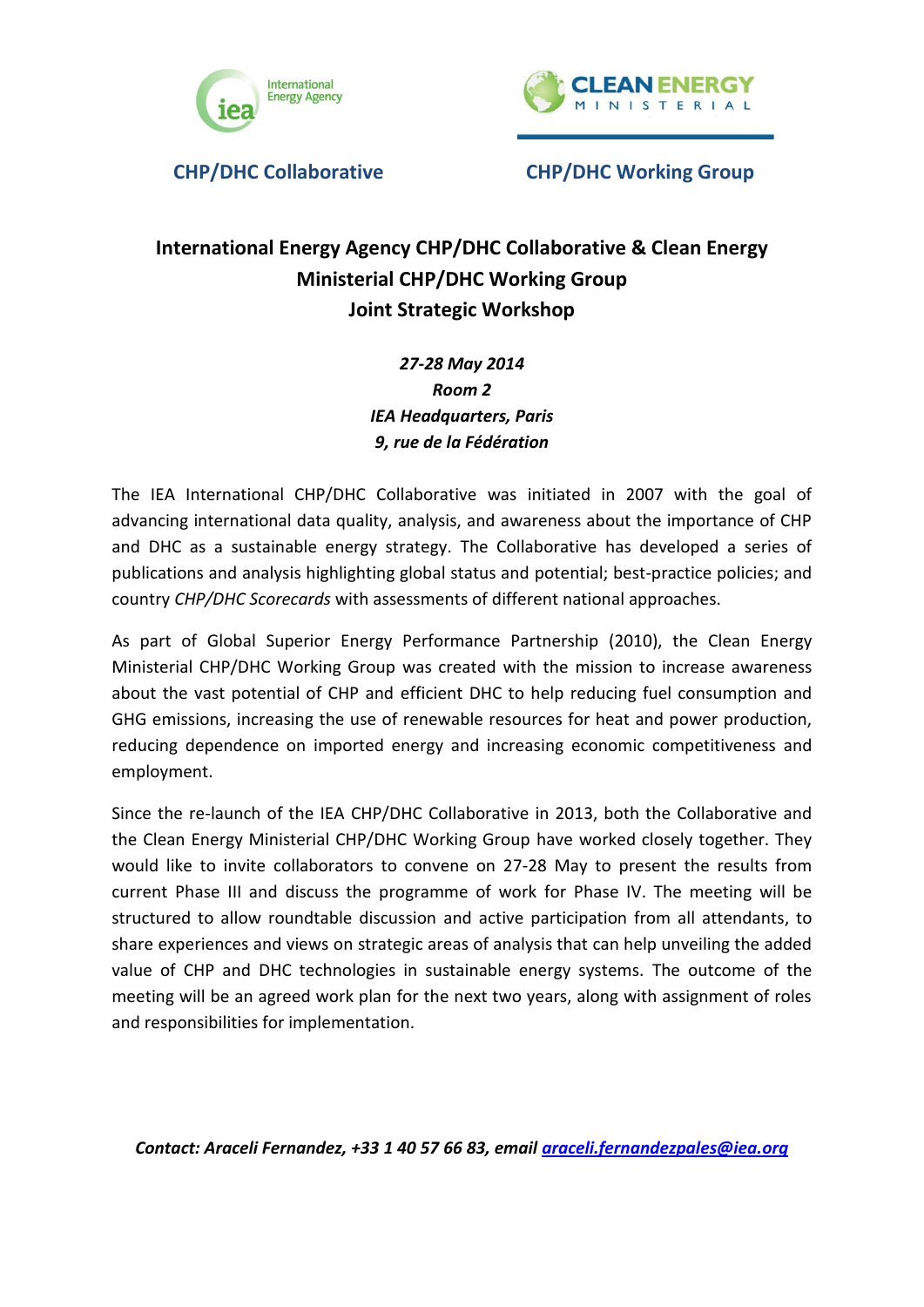**CHP/DHC Collaborative** **CHP/DHC Working Group**

# International Energy Agency CHP/DHC Collaborative & Clean Energy Ministerial CHP/DHC Working Group Joint Strategic Workshop

***27-28 May 2014***
***Room 2***
***IEA Headquarters, Paris***
***9, rue de la Fédération***

The IEA International CHP/DHC Collaborative was initiated in 2007 with the goal of advancing international data quality, analysis, and awareness about the importance of CHP and DHC as a sustainable energy strategy. The Collaborative has developed a series of publications and analysis highlighting global status and potential; best-practice policies; and country *CHP/DHC Scorecards* with assessments of different national approaches.

As part of Global Superior Energy Performance Partnership (2010), the Clean Energy Ministerial CHP/DHC Working Group was created with the mission to increase awareness about the vast potential of CHP and efficient DHC to help reducing fuel consumption and GHG emissions, increasing the use of renewable resources for heat and power production, reducing dependence on imported energy and increasing economic competitiveness and employment.

Since the re-launch of the IEA CHP/DHC Collaborative in 2013, both the Collaborative and the Clean Energy Ministerial CHP/DHC Working Group have worked closely together. They would like to invite collaborators to convene on 27-28 May to present the results from current Phase III and discuss the programme of work for Phase IV. The meeting will be structured to allow roundtable discussion and active participation from all attendants, to share experiences and views on strategic areas of analysis that can help unveiling the added value of CHP and DHC technologies in sustainable energy systems. The outcome of the meeting will be an agreed work plan for the next two years, along with assignment of roles and responsibilities for implementation.

***Contact: Araceli Fernandez, +33 1 40 57 66 83, email [araceli.fernandezpales@iea.org](mailto:araceli.fernandezpales@iea.org)***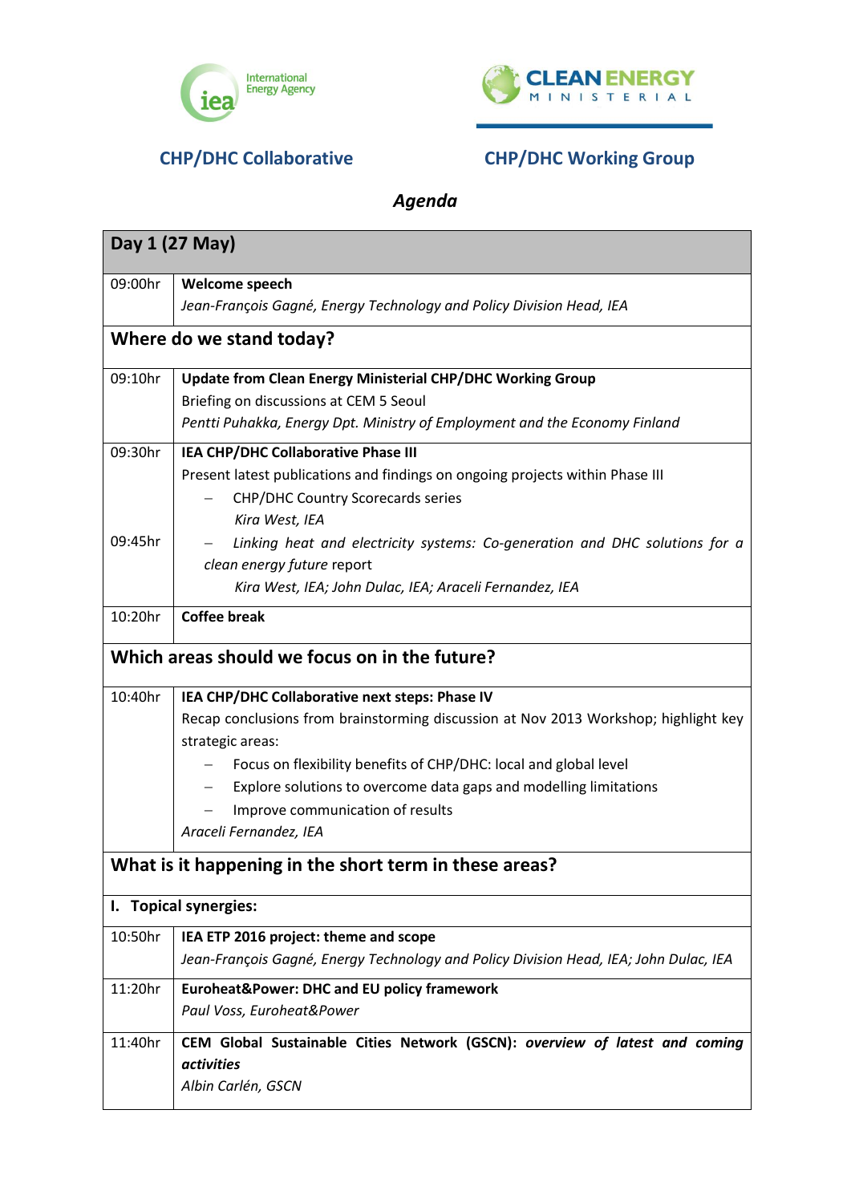**CHP/DHC Collaborative** | **CHP/DHC Working Group**

## *Agenda*

| Day 1 (27 May) | |
|---|---|
| 09:00hr | **Welcome speech**<br>*Jean-François Gagné, Energy Technology and Policy Division Head, IEA* |
| **Where do we stand today?** | |
| 09:10hr | **Update from Clean Energy Ministerial CHP/DHC Working Group**<br>Briefing on discussions at CEM 5 Seoul<br>*Pentti Puhakka, Energy Dpt. Ministry of Employment and the Economy Finland* |
| 09:30hr | **IEA CHP/DHC Collaborative Phase III**<br>Present latest publications and findings on ongoing projects within Phase III<br>– CHP/DHC Country Scorecards series<br>*Kira West, IEA* |
| 09:45hr | – *Linking heat and electricity systems: Co-generation and DHC solutions for a clean energy future* report<br>*Kira West, IEA; John Dulac, IEA; Araceli Fernandez, IEA* |
| 10:20hr | **Coffee break** |
| **Which areas should we focus on in the future?** | |
| 10:40hr | **IEA CHP/DHC Collaborative next steps: Phase IV**<br>Recap conclusions from brainstorming discussion at Nov 2013 Workshop; highlight key strategic areas:<br>– Focus on flexibility benefits of CHP/DHC: local and global level<br>– Explore solutions to overcome data gaps and modelling limitations<br>– Improve communication of results<br>*Araceli Fernandez, IEA* |
| **What is it happening in the short term in these areas?** | |
| **I. Topical synergies:** | |
| 10:50hr | **IEA ETP 2016 project: theme and scope**<br>*Jean-François Gagné, Energy Technology and Policy Division Head, IEA; John Dulac, IEA* |
| 11:20hr | **Euroheat&Power: DHC and EU policy framework**<br>*Paul Voss, Euroheat&Power* |
| 11:40hr | **CEM Global Sustainable Cities Network (GSCN):** ***overview of latest and coming activities***<br>*Albin Carlén, GSCN* |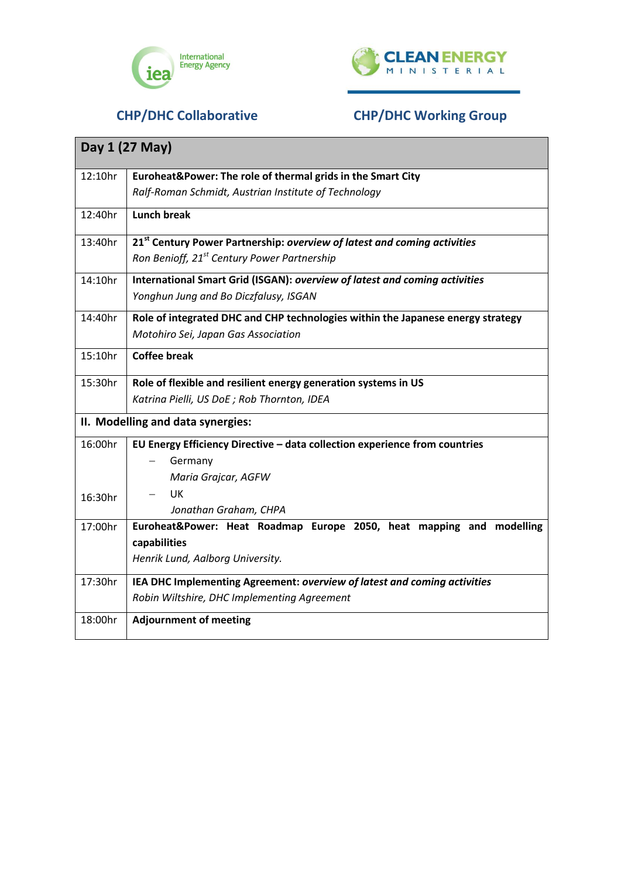International Energy Agency

CLEAN ENERGY MINISTERIAL

**CHP/DHC Collaborative** | **CHP/DHC Working Group**

| **Day 1 (27 May)** | |
|---|---|
| 12:10hr | **Euroheat&Power: The role of thermal grids in the Smart City**<br>*Ralf-Roman Schmidt, Austrian Institute of Technology* |
| 12:40hr | **Lunch break** |
| 13:40hr | **21st Century Power Partnership:** ***overview of latest and coming activities***<br>*Ron Benioff, 21st Century Power Partnership* |
| 14:10hr | **International Smart Grid (ISGAN):** ***overview of latest and coming activities***<br>*Yonghun Jung and Bo Diczfalusy, ISGAN* |
| 14:40hr | **Role of integrated DHC and CHP technologies within the Japanese energy strategy**<br>*Motohiro Sei, Japan Gas Association* |
| 15:10hr | **Coffee break** |
| 15:30hr | **Role of flexible and resilient energy generation systems in US**<br>*Katrina Pielli, US DoE ; Rob Thornton, IDEA* |
| **II. Modelling and data synergies:** | |
| 16:00hr | **EU Energy Efficiency Directive – data collection experience from countries**<br>– Germany<br>*Maria Grajcar, AGFW* |
| 16:30hr | – UK<br>*Jonathan Graham, CHPA* |
| 17:00hr | **Euroheat&Power: Heat Roadmap Europe 2050, heat mapping and modelling capabilities**<br>*Henrik Lund, Aalborg University.* |
| 17:30hr | **IEA DHC Implementing Agreement:** ***overview of latest and coming activities***<br>*Robin Wiltshire, DHC Implementing Agreement* |
| 18:00hr | **Adjournment of meeting** |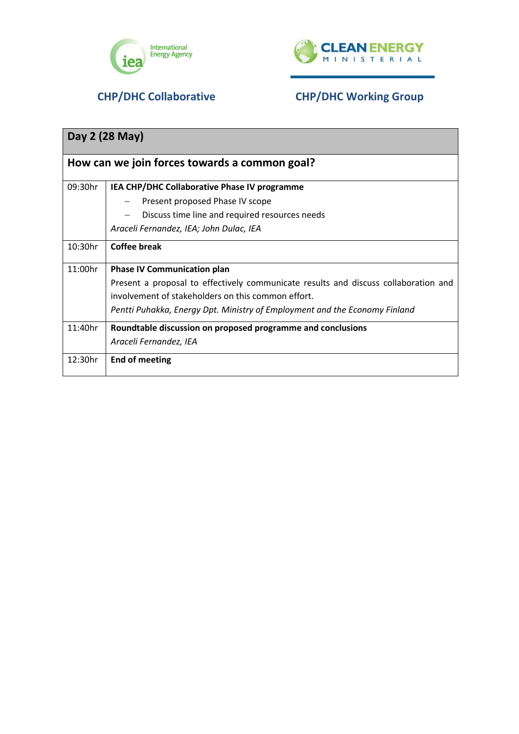CHP/DHC Collaborative | CHP/DHC Working Group

| Day 2 (28 May) | |
|---|---|
| **How can we join forces towards a common goal?** | |
| 09:30hr | **IEA CHP/DHC Collaborative Phase IV programme**<br>– Present proposed Phase IV scope<br>– Discuss time line and required resources needs<br>*Araceli Fernandez, IEA; John Dulac, IEA* |
| 10:30hr | **Coffee break** |
| 11:00hr | **Phase IV Communication plan**<br>Present a proposal to effectively communicate results and discuss collaboration and involvement of stakeholders on this common effort.<br>*Pentti Puhakka, Energy Dpt. Ministry of Employment and the Economy Finland* |
| 11:40hr | **Roundtable discussion on proposed programme and conclusions**<br>*Araceli Fernandez, IEA* |
| 12:30hr | **End of meeting** |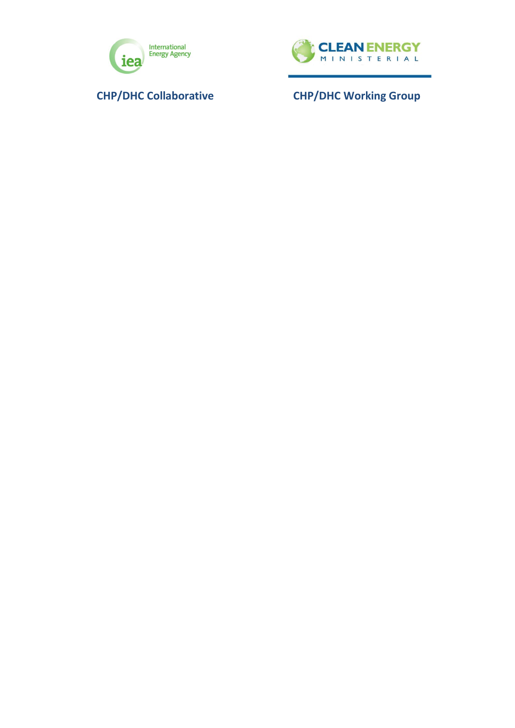International Energy Agency

CLEAN ENERGY MINISTERIAL

**CHP/DHC Collaborative**

**CHP/DHC Working Group**